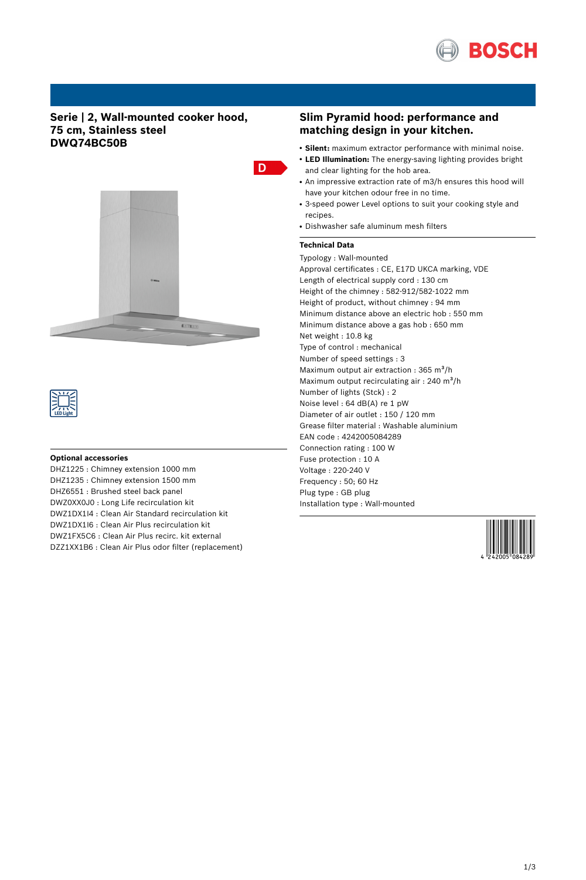# Serie | 2, Wall-mounted cooker hood, 75 cm, Stainless steel DWQ74BC50B

D

LED Light

## Optional accessories

DHZ1225 : Chimney extension 1000 mm
DHZ1235 : Chimney extension 1500 mm
DHZ6551 : Brushed steel back panel
DWZ0XX0J0 : Long Life recirculation kit
DWZ1DX1I4 : Clean Air Standard recirculation kit
DWZ1DX1I6 : Clean Air Plus recirculation kit
DWZ1FX5C6 : Clean Air Plus recirc. kit external
DZZ1XX1B6 : Clean Air Plus odor filter (replacement)

## Slim Pyramid hood: performance and matching design in your kitchen.

- **Silent:** maximum extractor performance with minimal noise.
- **LED Illumination:** The energy-saving lighting provides bright and clear lighting for the hob area.
- An impressive extraction rate of m3/h ensures this hood will have your kitchen odour free in no time.
- 3-speed power Level options to suit your cooking style and recipes.
- Dishwasher safe aluminum mesh filters

## Technical Data

Typology : Wall-mounted
Approval certificates : CE, E17D UKCA marking, VDE
Length of electrical supply cord : 130 cm
Height of the chimney : 582-912/582-1022 mm
Height of product, without chimney : 94 mm
Minimum distance above an electric hob : 550 mm
Minimum distance above a gas hob : 650 mm
Net weight : 10.8 kg
Type of control : mechanical
Number of speed settings : 3
Maximum output air extraction : 365 $m^3$/h
Maximum output recirculating air : 240 $m^3$/h
Number of lights (Stck) : 2
Noise level : 64 dB(A) re 1 pW
Diameter of air outlet : 150 / 120 mm
Grease filter material : Washable aluminium
EAN code : 4242005084289
Connection rating : 100 W
Fuse protection : 10 A
Voltage : 220-240 V
Frequency : 50; 60 Hz
Plug type : GB plug
Installation type : Wall-mounted

4 242005 084289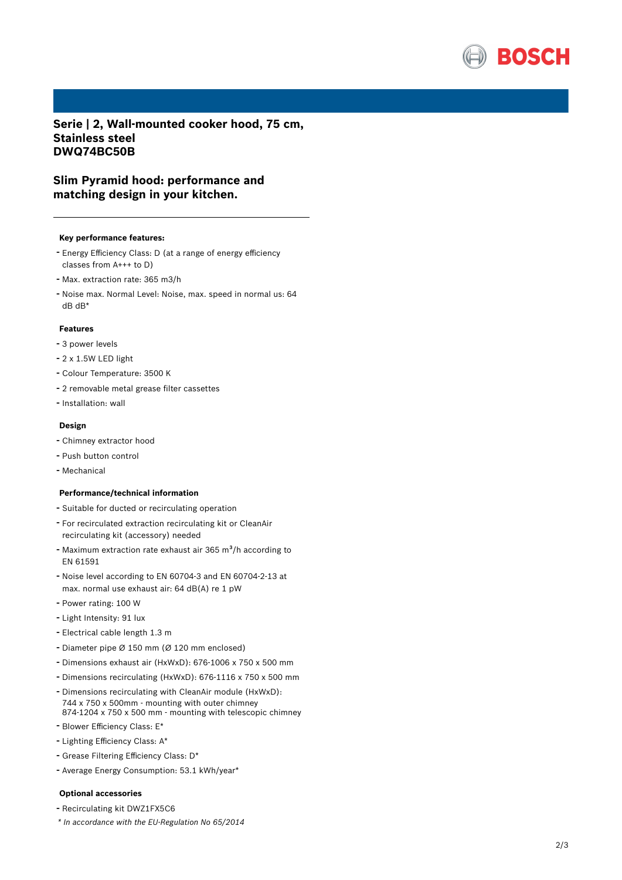# Serie | 2, Wall-mounted cooker hood, 75 cm, Stainless steel DWQ74BC50B

## Slim Pyramid hood: performance and matching design in your kitchen.

### Key performance features:

- Energy Efficiency Class: D (at a range of energy efficiency classes from A+++ to D)
- Max. extraction rate: 365 m3/h
- Noise max. Normal Level: Noise, max. speed in normal us: 64 dB dB*

### Features

- 3 power levels
- 2 x 1.5W LED light
- Colour Temperature: 3500 K
- 2 removable metal grease filter cassettes
- Installation: wall

### Design

- Chimney extractor hood
- Push button control
- Mechanical

### Performance/technical information

- Suitable for ducted or recirculating operation
- For recirculated extraction recirculating kit or CleanAir recirculating kit (accessory) needed
- Maximum extraction rate exhaust air 365 m³/h according to EN 61591
- Noise level according to EN 60704-3 and EN 60704-2-13 at max. normal use exhaust air: 64 dB(A) re 1 pW
- Power rating: 100 W
- Light Intensity: 91 lux
- Electrical cable length 1.3 m
- Diameter pipe Ø 150 mm (Ø 120 mm enclosed)
- Dimensions exhaust air (HxWxD): 676-1006 x 750 x 500 mm
- Dimensions recirculating (HxWxD): 676-1116 x 750 x 500 mm
- Dimensions recirculating with CleanAir module (HxWxD): 744 x 750 x 500mm - mounting with outer chimney 874-1204 x 750 x 500 mm - mounting with telescopic chimney
- Blower Efficiency Class: E*
- Lighting Efficiency Class: A*
- Grease Filtering Efficiency Class: D*
- Average Energy Consumption: 53.1 kWh/year*

### Optional accessories

- Recirculating kit DWZ1FX5C6

*\* In accordance with the EU-Regulation No 65/2014*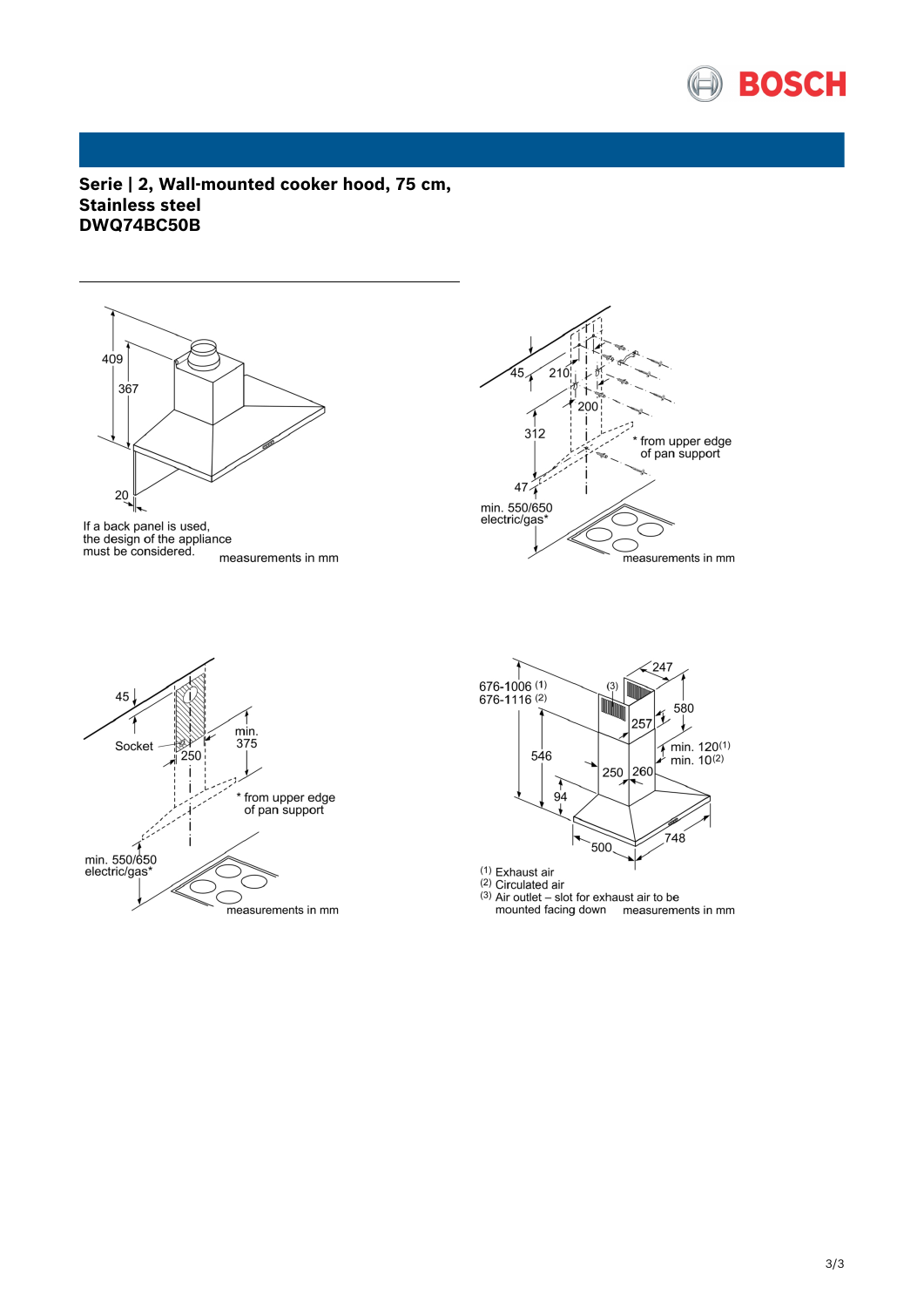# Serie | 2, Wall-mounted cooker hood, 75 cm, Stainless steel
# DWQ74BC50B

409
367
20

If a back panel is used, the design of the appliance must be considered.

measurements in mm

45
210
200
312
47

* from upper edge of pan support

min. 550/650 electric/gas*

measurements in mm

45
Socket
250
min. 375

* from upper edge of pan support

min. 550/650 electric/gas*

measurements in mm

676-1006 (1)
676-1116 (2)
(3)
247
580
257
546
250
260
min. 120(1)
min. 10(2)
94
500
748

(1) Exhaust air
(2) Circulated air
(3) Air outlet – slot for exhaust air to be mounted facing down

measurements in mm